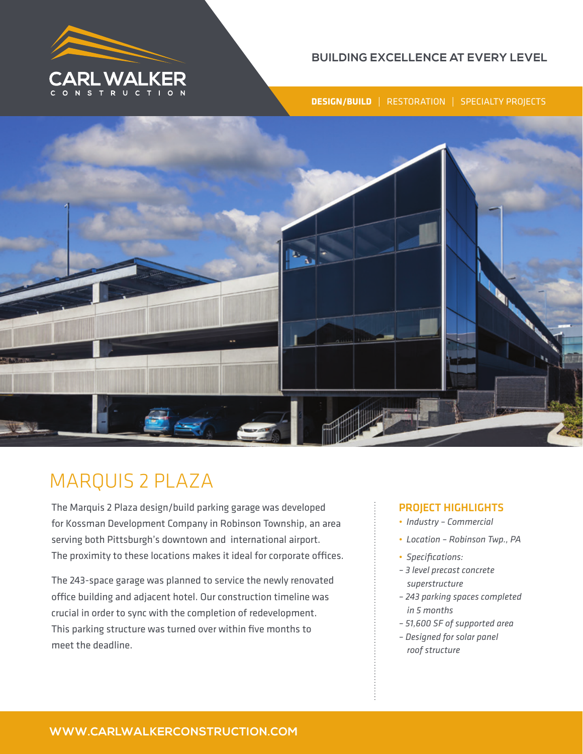CARL WALKER
CONSTRUCTION

BUILDING EXCELLENCE AT EVERY LEVEL

**DESIGN/BUILD** | RESTORATION | SPECIALTY PROJECTS

# MARQUIS 2 PLAZA

The Marquis 2 Plaza design/build parking garage was developed for Kossman Development Company in Robinson Township, an area serving both Pittsburgh's downtown and international airport. The proximity to these locations makes it ideal for corporate offices.

The 243-space garage was planned to service the newly renovated office building and adjacent hotel. Our construction timeline was crucial in order to sync with the completion of redevelopment. This parking structure was turned over within five months to meet the deadline.

## PROJECT HIGHLIGHTS

- *Industry – Commercial*
- *Location – Robinson Twp., PA*
- *Specifications:*
  - *3 level precast concrete superstructure*
  - *243 parking spaces completed in 5 months*
  - *51,600 SF of supported area*
  - *Designed for solar panel roof structure*

WWW.CARLWALKERCONSTRUCTION.COM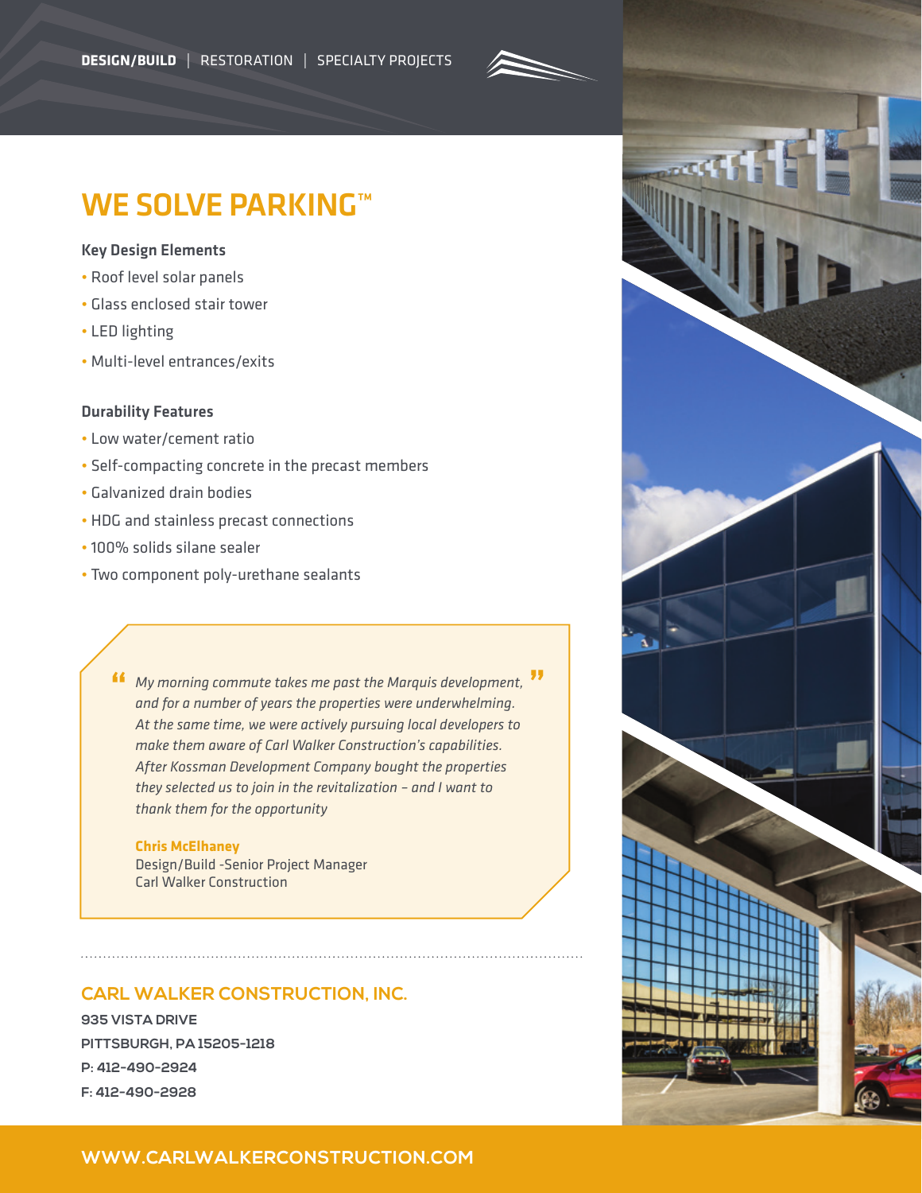DESIGN/BUILD | RESTORATION | SPECIALTY PROJECTS

# WE SOLVE PARKING™

### Key Design Elements

- Roof level solar panels
- Glass enclosed stair tower
- LED lighting
- Multi-level entrances/exits

### Durability Features

- Low water/cement ratio
- Self-compacting concrete in the precast members
- Galvanized drain bodies
- HDG and stainless precast connections
- 100% solids silane sealer
- Two component poly-urethane sealants

> *"My morning commute takes me past the Marquis development, and for a number of years the properties were underwhelming. At the same time, we were actively pursuing local developers to make them aware of Carl Walker Construction's capabilities. After Kossman Development Company bought the properties they selected us to join in the revitalization – and I want to thank them for the opportunity"*
>
> **Chris McElhaney**
> Design/Build -Senior Project Manager
> Carl Walker Construction

## CARL WALKER CONSTRUCTION, INC.

935 VISTA DRIVE
PITTSBURGH, PA 15205-1218
P: 412-490-2924
F: 412-490-2928

WWW.CARLWALKERCONSTRUCTION.COM